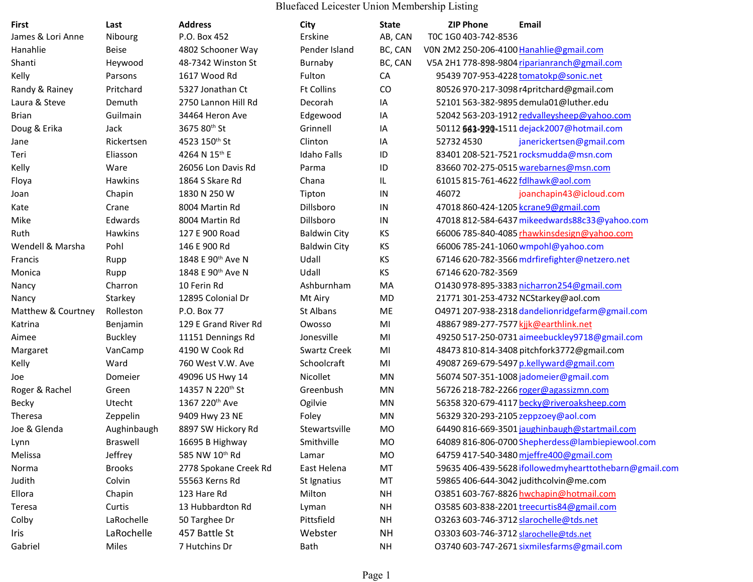# Bluefaced Leicester Union Membership Listing

| First | Last | Address | City | State | ZIP | Phone | Email |
|---|---|---|---|---|---|---|---|
| James & Lori Anne | Nibourg | P.O. Box 452 | Erskine | AB, CAN | T0C 1G0 | 403-742-8536 | |
| Hanahlie | Beise | 4802 Schooner Way | Pender Island | BC, CAN | V0N 2M2 | 250-206-4100 | Hanahlie@gmail.com |
| Shanti | Heywood | 48-7342 Winston St | Burnaby | BC, CAN | V5A 2H1 | 778-898-9804 | riparianranch@gmail.com |
| Kelly | Parsons | 1617 Wood Rd | Fulton | CA | 95439 | 707-953-4228 | tomatokp@sonic.net |
| Randy & Rainey | Pritchard | 5327 Jonathan Ct | Ft Collins | CO | 80526 | 970-217-3098 | r4pritchard@gmail.com |
| Laura & Steve | Demuth | 2750 Lannon Hill Rd | Decorah | IA | 52101 | 563-382-9895 | demula01@luther.edu |
| Brian | Guilmain | 34464 Heron Ave | Edgewood | IA | 52042 | 563-203-1912 | redvalleysheep@yahoo.com |
| Doug & Erika | Jack | 3675 80th St | Grinnell | IA | 50112 | 641-990-1511 563-221- | dejack2007@hotmail.com |
| Jane | Rickertsen | 4523 150th St | Clinton | IA | 52732 | 4530 | janerickertsen@gmail.com |
| Teri | Eliasson | 4264 N 15th E | Idaho Falls | ID | 83401 | 208-521-7521 | rocksmudda@msn.com |
| Kelly | Ware | 26056 Lon Davis Rd | Parma | ID | 83660 | 702-275-0515 | warebarnes@msn.com |
| Floya | Hawkins | 1864 S Skare Rd | Chana | IL | 61015 | 815-761-4622 | fdlhawk@aol.com |
| Joan | Chapin | 1830 N 250 W | Tipton | IN | 46072 | | joanchapin43@icloud.com |
| Kate | Crane | 8004 Martin Rd | Dillsboro | IN | 47018 | 860-424-1205 | kcrane9@gmail.com |
| Mike | Edwards | 8004 Martin Rd | Dillsboro | IN | 47018 | 812-584-6437 | mikeedwards88c33@yahoo.com |
| Ruth | Hawkins | 127 E 900 Road | Baldwin City | KS | 66006 | 785-840-4085 | rhawkinsdesign@yahoo.com |
| Wendell & Marsha | Pohl | 146 E 900 Rd | Baldwin City | KS | 66006 | 785-241-1060 | wmpohl@yahoo.com |
| Francis | Rupp | 1848 E 90th Ave N | Udall | KS | 67146 | 620-782-3566 | mdrfirefighter@netzero.net |
| Monica | Rupp | 1848 E 90th Ave N | Udall | KS | 67146 | 620-782-3569 | |
| Nancy | Charron | 10 Ferin Rd | Ashburnham | MA | 01430 | 978-895-3383 | nicharron254@gmail.com |
| Nancy | Starkey | 12895 Colonial Dr | Mt Airy | MD | 21771 | 301-253-4732 | NCStarkey@aol.com |
| Matthew & Courtney | Rolleston | P.O. Box 77 | St Albans | ME | 04971 | 207-938-2318 | dandelionridgefarm@gmail.com |
| Katrina | Benjamin | 129 E Grand River Rd | Owosso | MI | 48867 | 989-277-7577 | kjjk@earthlink.net |
| Aimee | Buckley | 11151 Dennings Rd | Jonesville | MI | 49250 | 517-250-0731 | aimeebuckley9718@gmail.com |
| Margaret | VanCamp | 4190 W Cook Rd | Swartz Creek | MI | 48473 | 810-814-3408 | pitchfork3772@gmail.com |
| Kelly | Ward | 760 West V.W. Ave | Schoolcraft | MI | 49087 | 269-679-5497 | p.kellyward@gmail.com |
| Joe | Domeier | 49096 US Hwy 14 | Nicollet | MN | 56074 | 507-351-1008 | jadomeier@gmail.com |
| Roger & Rachel | Green | 14357 N 220th St | Greenbush | MN | 56726 | 218-782-2266 | roger@agassizmn.com |
| Becky | Utecht | 1367 220th Ave | Ogilvie | MN | 56358 | 320-679-4117 | becky@riveroaksheep.com |
| Theresa | Zeppelin | 9409 Hwy 23 NE | Foley | MN | 56329 | 320-293-2105 | zeppzoey@aol.com |
| Joe & Glenda | Aughinbaugh | 8897 SW Hickory Rd | Stewartsville | MO | 64490 | 816-669-3501 | jaughinbaugh@startmail.com |
| Lynn | Braswell | 16695 B Highway | Smithville | MO | 64089 | 816-806-0700 | Shepherdess@lambiepiewool.com |
| Melissa | Jeffrey | 585 NW 10th Rd | Lamar | MO | 64759 | 417-540-3480 | mjeffre400@gmail.com |
| Norma | Brooks | 2778 Spokane Creek Rd | East Helena | MT | 59635 | 406-439-5628 | ifollowedmyhearttothebarn@gmail.com |
| Judith | Colvin | 55563 Kerns Rd | St Ignatius | MT | 59865 | 406-644-3042 | judithcolvin@me.com |
| Ellora | Chapin | 123 Hare Rd | Milton | NH | 03851 | 603-767-8826 | hwchapin@hotmail.com |
| Teresa | Curtis | 13 Hubbardton Rd | Lyman | NH | 03585 | 603-838-2201 | treecurtis84@gmail.com |
| Colby | LaRochelle | 50 Targhee Dr | Pittsfield | NH | 03263 | 603-746-3712 | slarochelle@tds.net |
| Iris | LaRochelle | 457 Battle St | Webster | NH | 03303 | 603-746-3712 | slarochelle@tds.net |
| Gabriel | Miles | 7 Hutchins Dr | Bath | NH | 03740 | 603-747-2671 | sixmilesfarms@gmail.com |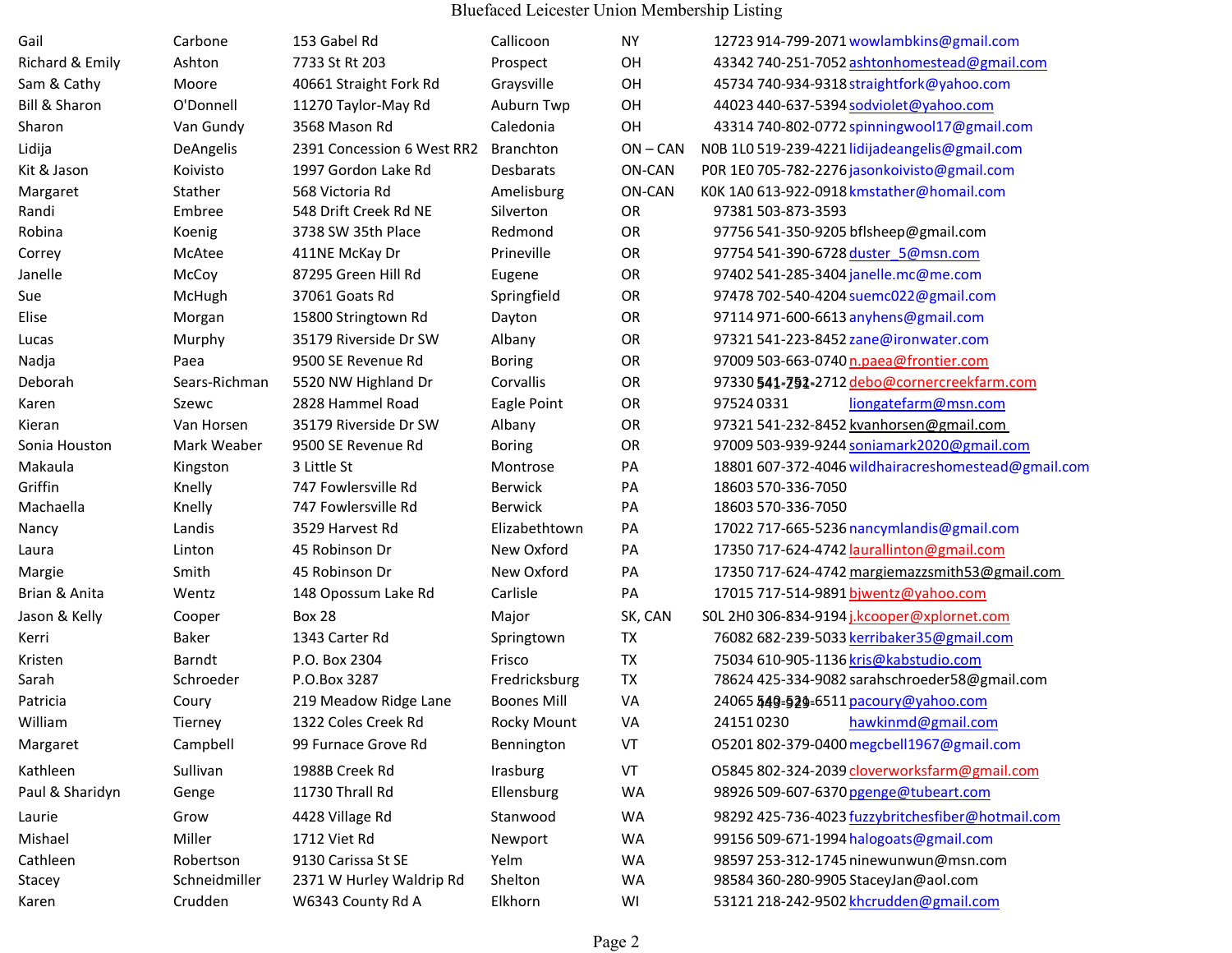# Bluefaced Leicester Union Membership Listing

| | | | | | | | |
|---|---|---|---|---|---|---|---|
| Gail | Carbone | 153 Gabel Rd | Callicoon | NY | 12723 | 914-799-2071 | wowlambkins@gmail.com |
| Richard & Emily | Ashton | 7733 St Rt 203 | Prospect | OH | 43342 | 740-251-7052 | ashtonhomestead@gmail.com |
| Sam & Cathy | Moore | 40661 Straight Fork Rd | Graysville | OH | 45734 | 740-934-9318 | straightfork@yahoo.com |
| Bill & Sharon | O'Donnell | 11270 Taylor-May Rd | Auburn Twp | OH | 44023 | 440-637-5394 | sodviolet@yahoo.com |
| Sharon | Van Gundy | 3568 Mason Rd | Caledonia | OH | 43314 | 740-802-0772 | spinningwool17@gmail.com |
| Lidija | DeAngelis | 2391 Concession 6 West RR2 | Branchton | ON – CAN | N0B 1L0 | 519-239-4221 | lidijadeangelis@gmail.com |
| Kit & Jason | Koivisto | 1997 Gordon Lake Rd | Desbarats | ON-CAN | P0R 1E0 | 705-782-2276 | jasonkoivisto@gmail.com |
| Margaret | Stather | 568 Victoria Rd | Amelisburg | ON-CAN | K0K 1A0 | 613-922-0918 | kmstather@homail.com |
| Randi | Embree | 548 Drift Creek Rd NE | Silverton | OR | 97381 | 503-873-3593 | |
| Robina | Koenig | 3738 SW 35th Place | Redmond | OR | 97756 | 541-350-9205 | bflsheep@gmail.com |
| Correy | McAtee | 411NE McKay Dr | Prineville | OR | 97754 | 541-390-6728 | duster_5@msn.com |
| Janelle | McCoy | 87295 Green Hill Rd | Eugene | OR | 97402 | 541-285-3404 | janelle.mc@me.com |
| Sue | McHugh | 37061 Goats Rd | Springfield | OR | 97478 | 702-540-4204 | suemc022@gmail.com |
| Elise | Morgan | 15800 Stringtown Rd | Dayton | OR | 97114 | 971-600-6613 | anyhens@gmail.com |
| Lucas | Murphy | 35179 Riverside Dr SW | Albany | OR | 97321 | 541-223-8452 | zane@ironwater.com |
| Nadja | Paea | 9500 SE Revenue Rd | Boring | OR | 97009 | 503-663-0740 | n.paea@frontier.com |
| Deborah | Sears-Richman | 5520 NW Highland Dr | Corvallis | OR | 97330 | 541-752-2712 | debo@cornercreekfarm.com |
| Karen | Szewc | 2828 Hammel Road | Eagle Point | OR | 97524 | 0331 | liongatefarm@msn.com |
| Kieran | Van Horsen | 35179 Riverside Dr SW | Albany | OR | 97321 | 541-232-8452 | kvanhorsen@gmail.com |
| Sonia Houston | Mark Weaber | 9500 SE Revenue Rd | Boring | OR | 97009 | 503-939-9244 | soniamark2020@gmail.com |
| Makaula | Kingston | 3 Little St | Montrose | PA | 18801 | 607-372-4046 | wildhairacreshomestead@gmail.com |
| Griffin | Knelly | 747 Fowlersville Rd | Berwick | PA | 18603 | 570-336-7050 | |
| Machaella | Knelly | 747 Fowlersville Rd | Berwick | PA | 18603 | 570-336-7050 | |
| Nancy | Landis | 3529 Harvest Rd | Elizabethtown | PA | 17022 | 717-665-5236 | nancymlandis@gmail.com |
| Laura | Linton | 45 Robinson Dr | New Oxford | PA | 17350 | 717-624-4742 | laurallinton@gmail.com |
| Margie | Smith | 45 Robinson Dr | New Oxford | PA | 17350 | 717-624-4742 | margiemazzsmith53@gmail.com |
| Brian & Anita | Wentz | 148 Opossum Lake Rd | Carlisle | PA | 17015 | 717-514-9891 | bjwentz@yahoo.com |
| Jason & Kelly | Cooper | Box 28 | Major | SK, CAN | S0L 2H0 | 306-834-9194 | j.kcooper@xplornet.com |
| Kerri | Baker | 1343 Carter Rd | Springtown | TX | 76082 | 682-239-5033 | kerribaker35@gmail.com |
| Kristen | Barndt | P.O. Box 2304 | Frisco | TX | 75034 | 610-905-1136 | kris@kabstudio.com |
| Sarah | Schroeder | P.O.Box 3287 | Fredricksburg | TX | 78624 | 425-334-9082 | sarahschroeder58@gmail.com |
| Patricia | Coury | 219 Meadow Ridge Lane | Boones Mill | VA | 24065 | 540-521-6511 | pacoury@yahoo.com |
| William | Tierney | 1322 Coles Creek Rd | Rocky Mount | VA | 24151 | 0230 | hawkinmd@gmail.com |
| Margaret | Campbell | 99 Furnace Grove Rd | Bennington | VT | 05201 | 802-379-0400 | megcbell1967@gmail.com |
| Kathleen | Sullivan | 1988B Creek Rd | Irasburg | VT | 05845 | 802-324-2039 | cloverworksfarm@gmail.com |
| Paul & Sharidyn | Genge | 11730 Thrall Rd | Ellensburg | WA | 98926 | 509-607-6370 | pgenge@tubeart.com |
| Laurie | Grow | 4428 Village Rd | Stanwood | WA | 98292 | 425-736-4023 | fuzzybritchesfiber@hotmail.com |
| Mishael | Miller | 1712 Viet Rd | Newport | WA | 99156 | 509-671-1994 | halogoats@gmail.com |
| Cathleen | Robertson | 9130 Carissa St SE | Yelm | WA | 98597 | 253-312-1745 | ninewunwun@msn.com |
| Stacey | Schneidmiller | 2371 W Hurley Waldrip Rd | Shelton | WA | 98584 | 360-280-9905 | StaceyJan@aol.com |
| Karen | Crudden | W6343 County Rd A | Elkhorn | WI | 53121 | 218-242-9502 | khcrudden@gmail.com |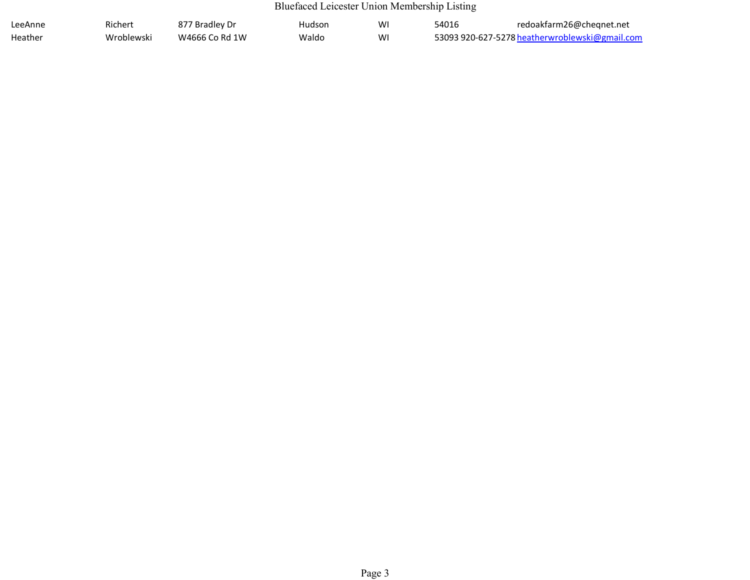| | | | | | | | |
|---|---|---|---|---|---|---|---|
| LeeAnne | Richert | 877 Bradley Dr | Hudson | WI | 54016 | | redoakfarm26@cheqnet.net |
| Heather | Wroblewski | W4666 Co Rd 1W | Waldo | WI | 53093 | 920-627-5278 | heatherwroblewski@gmail.com |